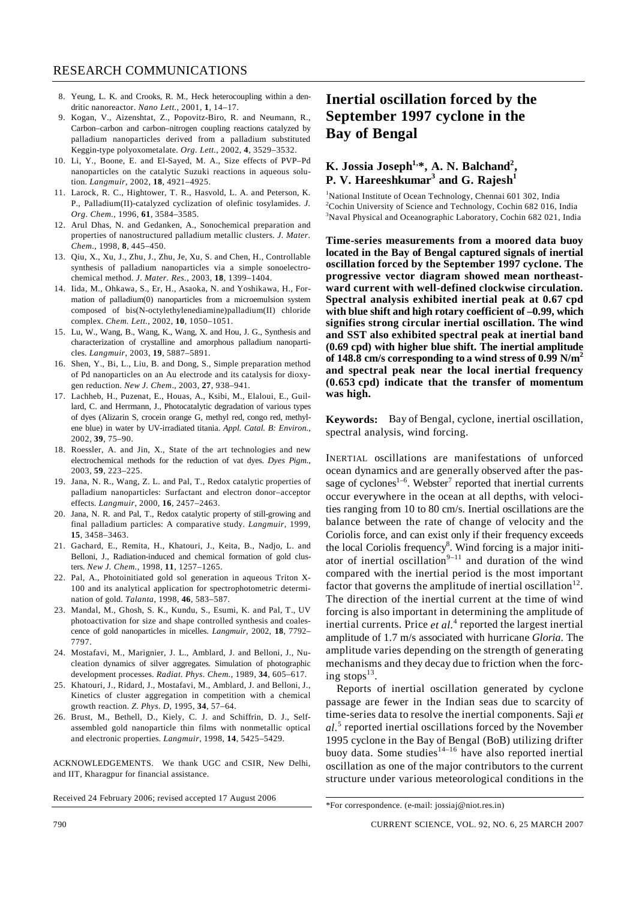8. Yeung, L. K. and Crooks, R. M., Heck heterocoupling within a dendritic nanoreactor. *Nano Lett.*, 2001, **1**, 14–17.
9. Kogan, V., Aizenshtat, Z., Popovitz-Biro, R. and Neumann, R., Carbon–carbon and carbon–nitrogen coupling reactions catalyzed by palladium nanoparticles derived from a palladium substituted Keggin-type polyoxometalate. *Org. Lett.*, 2002, **4**, 3529–3532.
10. Li, Y., Boone, E. and El-Sayed, M. A., Size effects of PVP–Pd nanoparticles on the catalytic Suzuki reactions in aqueous solution. *Langmuir*, 2002, **18**, 4921–4925.
11. Larock, R. C., Hightower, T. R., Hasvold, L. A. and Peterson, K. P., Palladium(II)-catalyzed cyclization of olefinic tosylamides. *J. Org. Chem.*, 1996, **61**, 3584–3585.
12. Arul Dhas, N. and Gedanken, A., Sonochemical preparation and properties of nanostructured palladium metallic clusters. *J. Mater. Chem.*, 1998, **8**, 445–450.
13. Qiu, X., Xu, J., Zhu, J., Zhu, Je, Xu, S. and Chen, H., Controllable synthesis of palladium nanoparticles via a simple sonoelectrochemical method. *J. Mater. Res.*, 2003, **18**, 1399–1404.
14. Iida, M., Ohkawa, S., Er, H., Asaoka, N. and Yoshikawa, H., Formation of palladium(0) nanoparticles from a microemulsion system composed of bis(N-octylethylenediamine)palladium(II) chloride complex. *Chem. Lett.*, 2002, **10**, 1050–1051.
15. Lu, W., Wang, B., Wang, K., Wang, X. and Hou, J. G., Synthesis and characterization of crystalline and amorphous palladium nanoparticles. *Langmuir*, 2003, **19**, 5887–5891.
16. Shen, Y., Bi, L., Liu, B. and Dong, S., Simple preparation method of Pd nanoparticles on an Au electrode and its catalysis for dioxygen reduction. *New J. Chem.*, 2003, **27**, 938–941.
17. Lachheb, H., Puzenat, E., Houas, A., Ksibi, M., Elaloui, E., Guillard, C. and Herrmann, J., Photocatalytic degradation of various types of dyes (Alizarin S, crocein orange G, methyl red, congo red, methylene blue) in water by UV-irradiated titania. *Appl. Catal. B: Environ.*, 2002, **39**, 75–90.
18. Roessler, A. and Jin, X., State of the art technologies and new electrochemical methods for the reduction of vat dyes. *Dyes Pigm.*, 2003, **59**, 223–225.
19. Jana, N. R., Wang, Z. L. and Pal, T., Redox catalytic properties of palladium nanoparticles: Surfactant and electron donor–acceptor effects. *Langmuir*, 2000, **16**, 2457–2463.
20. Jana, N. R. and Pal, T., Redox catalytic property of still-growing and final palladium particles: A comparative study. *Langmuir*, 1999, **15**, 3458–3463.
21. Gachard, E., Remita, H., Khatouri, J., Keita, B., Nadjo, L. and Belloni, J., Radiation-induced and chemical formation of gold clusters. *New J. Chem.*, 1998, **11**, 1257–1265.
22. Pal, A., Photoinitiated gold sol generation in aqueous Triton X-100 and its analytical application for spectrophotometric determination of gold. *Talanta*, 1998, **46**, 583–587.
23. Mandal, M., Ghosh, S. K., Kundu, S., Esumi, K. and Pal, T., UV photoactivation for size and shape controlled synthesis and coalescence of gold nanoparticles in micelles. *Langmuir*, 2002, **18**, 7792–7797.
24. Mostafavi, M., Marignier, J. L., Amblard, J. and Belloni, J., Nucleation dynamics of silver aggregates. Simulation of photographic development processes. *Radiat. Phys. Chem.*, 1989, **34**, 605–617.
25. Khatouri, J., Ridard, J., Mostafavi, M., Amblard, J. and Belloni, J., Kinetics of cluster aggregation in competition with a chemical growth reaction. *Z. Phys. D*, 1995, **34**, 57–64.
26. Brust, M., Bethell, D., Kiely, C. J. and Schiffrin, D. J., Self-assembled gold nanoparticle thin films with nonmetallic optical and electronic properties. *Langmuir*, 1998, **14**, 5425–5429.

ACKNOWLEDGEMENTS. We thank UGC and CSIR, New Delhi, and IIT, Kharagpur for financial assistance.

Received 24 February 2006; revised accepted 17 August 2006

# Inertial oscillation forced by the September 1997 cyclone in the Bay of Bengal

**K. Jossia Joseph[1,*], A. N. Balchand[2], P. V. Hareeshkumar[3] and G. Rajesh[1]**

[1]National Institute of Ocean Technology, Chennai 601 302, India
[2]Cochin University of Science and Technology, Cochin 682 016, India
[3]Naval Physical and Oceanographic Laboratory, Cochin 682 021, India

**Time-series measurements from a moored data buoy located in the Bay of Bengal captured signals of inertial oscillation forced by the September 1997 cyclone. The progressive vector diagram showed mean northeastward current with well-defined clockwise circulation. Spectral analysis exhibited inertial peak at 0.67 cpd with blue shift and high rotary coefficient of –0.99, which signifies strong circular inertial oscillation. The wind and SST also exhibited spectral peak at inertial band (0.69 cpd) with higher blue shift. The inertial amplitude of 148.8 cm/s corresponding to a wind stress of 0.99 N/m$^2$ and spectral peak near the local inertial frequency (0.653 cpd) indicate that the transfer of momentum was high.**

**Keywords:** Bay of Bengal, cyclone, inertial oscillation, spectral analysis, wind forcing.

INERTIAL oscillations are manifestations of unforced ocean dynamics and are generally observed after the passage of cyclones[1–6]. Webster[7] reported that inertial currents occur everywhere in the ocean at all depths, with velocities ranging from 10 to 80 cm/s. Inertial oscillations are the balance between the rate of change of velocity and the Coriolis force, and can exist only if their frequency exceeds the local Coriolis frequency[8]. Wind forcing is a major initiator of inertial oscillation[9–11] and duration of the wind compared with the inertial period is the most important factor that governs the amplitude of inertial oscillation[12]. The direction of the inertial current at the time of wind forcing is also important in determining the amplitude of inertial currents. Price *et al.*[4] reported the largest inertial amplitude of 1.7 m/s associated with hurricane *Gloria*. The amplitude varies depending on the strength of generating mechanisms and they decay due to friction when the forcing stops[13].

Reports of inertial oscillation generated by cyclone passage are fewer in the Indian seas due to scarcity of time-series data to resolve the inertial components. Saji *et al.*[5] reported inertial oscillations forced by the November 1995 cyclone in the Bay of Bengal (BoB) utilizing drifter buoy data. Some studies[14–16] have also reported inertial oscillation as one of the major contributors to the current structure under various meteorological conditions in the

*For correspondence. (e-mail: jossiaj@niot.res.in)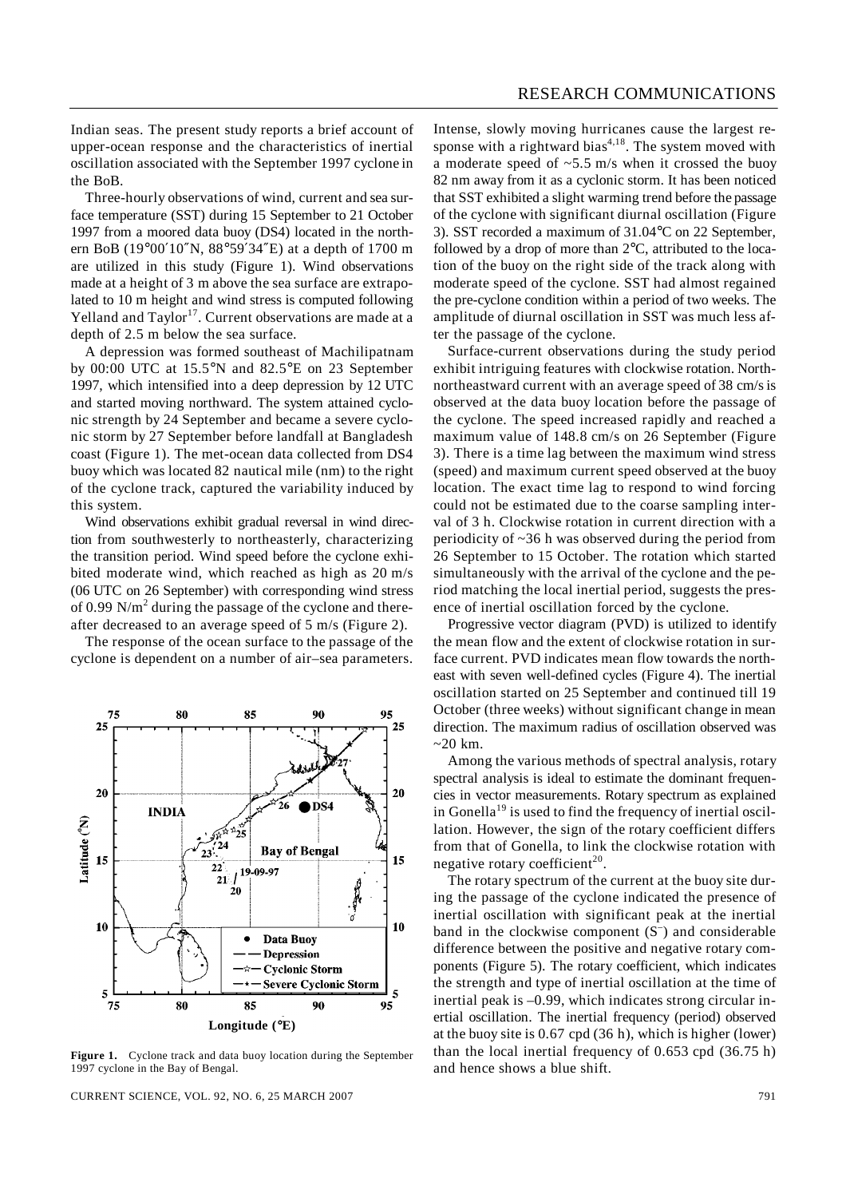Indian seas. The present study reports a brief account of upper-ocean response and the characteristics of inertial oscillation associated with the September 1997 cyclone in the BoB.

Three-hourly observations of wind, current and sea surface temperature (SST) during 15 September to 21 October 1997 from a moored data buoy (DS4) located in the northern BoB (19°00′10″N, 88°59′34″E) at a depth of 1700 m are utilized in this study (Figure 1). Wind observations made at a height of 3 m above the sea surface are extrapolated to 10 m height and wind stress is computed following Yelland and Taylor[17]. Current observations are made at a depth of 2.5 m below the sea surface.

A depression was formed southeast of Machilipatnam by 00:00 UTC at 15.5°N and 82.5°E on 23 September 1997, which intensified into a deep depression by 12 UTC and started moving northward. The system attained cyclonic strength by 24 September and became a severe cyclonic storm by 27 September before landfall at Bangladesh coast (Figure 1). The met-ocean data collected from DS4 buoy which was located 82 nautical mile (nm) to the right of the cyclone track, captured the variability induced by this system.

Wind observations exhibit gradual reversal in wind direction from southwesterly to northeasterly, characterizing the transition period. Wind speed before the cyclone exhibited moderate wind, which reached as high as 20 m/s (06 UTC on 26 September) with corresponding wind stress of 0.99 N/m$^2$ during the passage of the cyclone and thereafter decreased to an average speed of 5 m/s (Figure 2).

The response of the ocean surface to the passage of the cyclone is dependent on a number of air–sea parameters.

**Figure 1.** Cyclone track and data buoy location during the September 1997 cyclone in the Bay of Bengal.

Intense, slowly moving hurricanes cause the largest response with a rightward bias[4,18]. The system moved with a moderate speed of ~5.5 m/s when it crossed the buoy 82 nm away from it as a cyclonic storm. It has been noticed that SST exhibited a slight warming trend before the passage of the cyclone with significant diurnal oscillation (Figure 3). SST recorded a maximum of 31.04°C on 22 September, followed by a drop of more than 2°C, attributed to the location of the buoy on the right side of the track along with moderate speed of the cyclone. SST had almost regained the pre-cyclone condition within a period of two weeks. The amplitude of diurnal oscillation in SST was much less after the passage of the cyclone.

Surface-current observations during the study period exhibit intriguing features with clockwise rotation. North-northeastward current with an average speed of 38 cm/s is observed at the data buoy location before the passage of the cyclone. The speed increased rapidly and reached a maximum value of 148.8 cm/s on 26 September (Figure 3). There is a time lag between the maximum wind stress (speed) and maximum current speed observed at the buoy location. The exact time lag to respond to wind forcing could not be estimated due to the coarse sampling interval of 3 h. Clockwise rotation in current direction with a periodicity of ~36 h was observed during the period from 26 September to 15 October. The rotation which started simultaneously with the arrival of the cyclone and the period matching the local inertial period, suggests the presence of inertial oscillation forced by the cyclone.

Progressive vector diagram (PVD) is utilized to identify the mean flow and the extent of clockwise rotation in surface current. PVD indicates mean flow towards the northeast with seven well-defined cycles (Figure 4). The inertial oscillation started on 25 September and continued till 19 October (three weeks) without significant change in mean direction. The maximum radius of oscillation observed was ~20 km.

Among the various methods of spectral analysis, rotary spectral analysis is ideal to estimate the dominant frequencies in vector measurements. Rotary spectrum as explained in Gonella[19] is used to find the frequency of inertial oscillation. However, the sign of the rotary coefficient differs from that of Gonella, to link the clockwise rotation with negative rotary coefficient[20].

The rotary spectrum of the current at the buoy site during the passage of the cyclone indicated the presence of inertial oscillation with significant peak at the inertial band in the clockwise component ($S^-$) and considerable difference between the positive and negative rotary components (Figure 5). The rotary coefficient, which indicates the strength and type of inertial oscillation at the time of inertial peak is –0.99, which indicates strong circular inertial oscillation. The inertial frequency (period) observed at the buoy site is 0.67 cpd (36 h), which is higher (lower) than the local inertial frequency of 0.653 cpd (36.75 h) and hence shows a blue shift.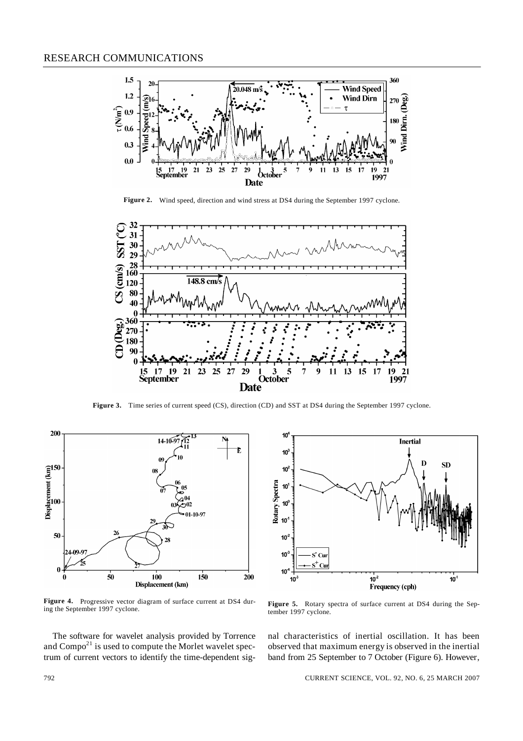**Figure 2.** Wind speed, direction and wind stress at DS4 during the September 1997 cyclone.

**Figure 3.** Time series of current speed (CS), direction (CD) and SST at DS4 during the September 1997 cyclone.

**Figure 4.** Progressive vector diagram of surface current at DS4 during the September 1997 cyclone.

**Figure 5.** Rotary spectra of surface current at DS4 during the September 1997 cyclone.

The software for wavelet analysis provided by Torrence and Compo[21] is used to compute the Morlet wavelet spectrum of current vectors to identify the time-dependent signal characteristics of inertial oscillation. It has been observed that maximum energy is observed in the inertial band from 25 September to 7 October (Figure 6). However,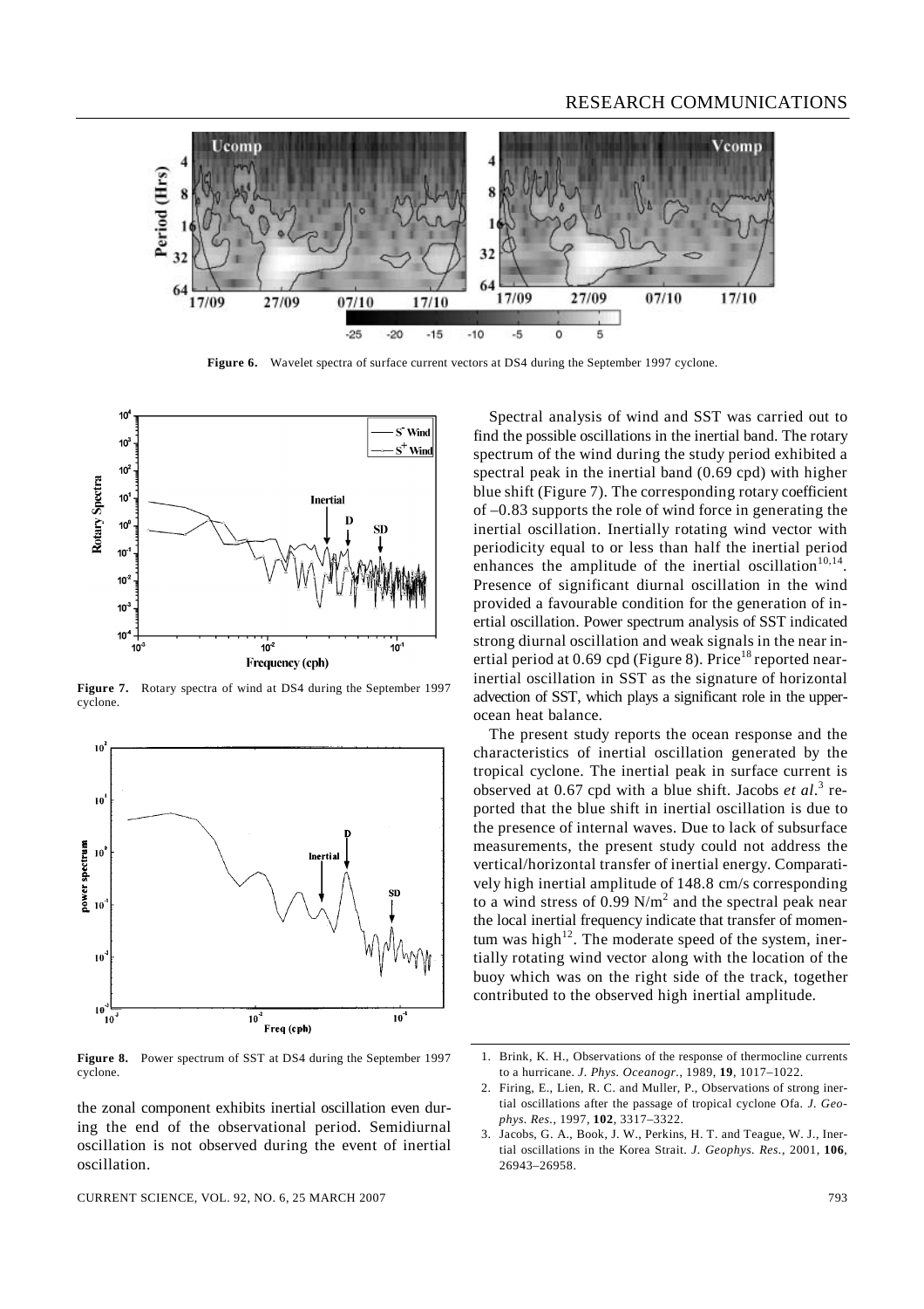Figure 6. Wavelet spectra of surface current vectors at DS4 during the September 1997 cyclone.

Figure 7. Rotary spectra of wind at DS4 during the September 1997 cyclone.

Figure 8. Power spectrum of SST at DS4 during the September 1997 cyclone.

the zonal component exhibits inertial oscillation even during the end of the observational period. Semidiurnal oscillation is not observed during the event of inertial oscillation.

Spectral analysis of wind and SST was carried out to find the possible oscillations in the inertial band. The rotary spectrum of the wind during the study period exhibited a spectral peak in the inertial band (0.69 cpd) with higher blue shift (Figure 7). The corresponding rotary coefficient of –0.83 supports the role of wind force in generating the inertial oscillation. Inertially rotating wind vector with periodicity equal to or less than half the inertial period enhances the amplitude of the inertial oscillation[10,14]. Presence of significant diurnal oscillation in the wind provided a favourable condition for the generation of inertial oscillation. Power spectrum analysis of SST indicated strong diurnal oscillation and weak signals in the near inertial period at 0.69 cpd (Figure 8). Price[18] reported near-inertial oscillation in SST as the signature of horizontal advection of SST, which plays a significant role in the upper-ocean heat balance.

The present study reports the ocean response and the characteristics of inertial oscillation generated by the tropical cyclone. The inertial peak in surface current is observed at 0.67 cpd with a blue shift. Jacobs *et al.*[3] reported that the blue shift in inertial oscillation is due to the presence of internal waves. Due to lack of subsurface measurements, the present study could not address the vertical/horizontal transfer of inertial energy. Comparatively high inertial amplitude of 148.8 cm/s corresponding to a wind stress of 0.99 $N/m^2$ and the spectral peak near the local inertial frequency indicate that transfer of momentum was high[12]. The moderate speed of the system, inertially rotating wind vector along with the location of the buoy which was on the right side of the track, together contributed to the observed high inertial amplitude.

1. Brink, K. H., Observations of the response of thermocline currents to a hurricane. *J. Phys. Oceanogr.*, 1989, **19**, 1017–1022.
2. Firing, E., Lien, R. C. and Muller, P., Observations of strong inertial oscillations after the passage of tropical cyclone Ofa. *J. Geophys. Res.*, 1997, **102**, 3317–3322.
3. Jacobs, G. A., Book, J. W., Perkins, H. T. and Teague, W. J., Inertial oscillations in the Korea Strait. *J. Geophys. Res.*, 2001, **106**, 26943–26958.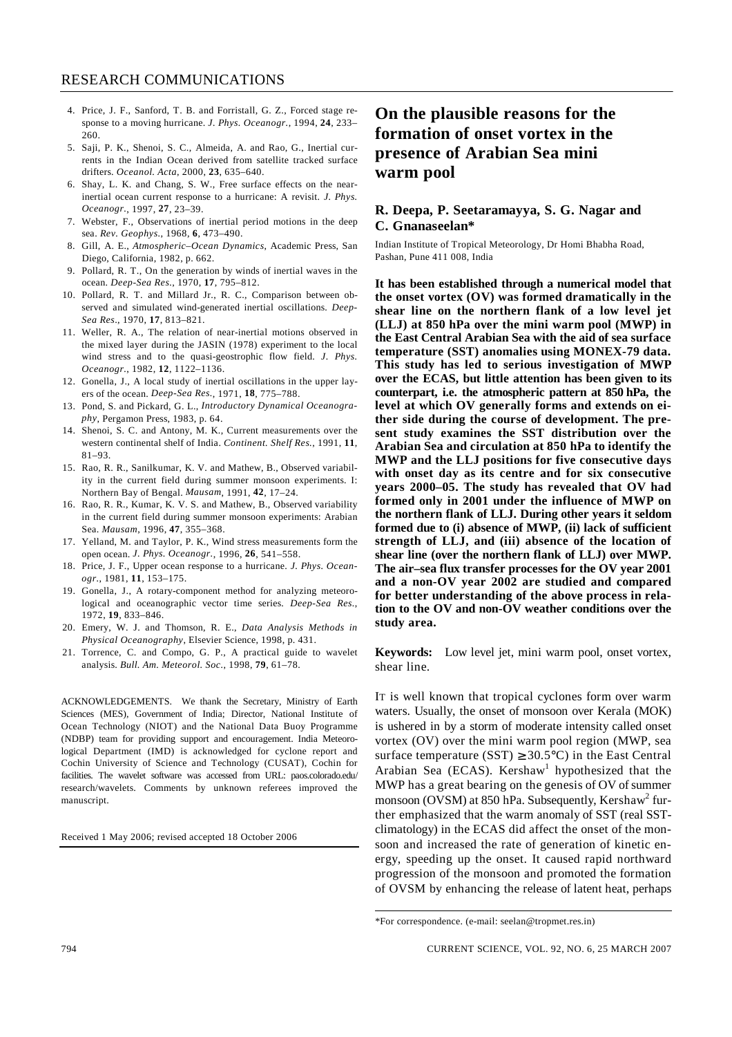4. Price, J. F., Sanford, T. B. and Forristall, G. Z., Forced stage response to a moving hurricane. *J. Phys. Oceanogr.*, 1994, **24**, 233–260.
5. Saji, P. K., Shenoi, S. C., Almeida, A. and Rao, G., Inertial currents in the Indian Ocean derived from satellite tracked surface drifters. *Oceanol. Acta*, 2000, **23**, 635–640.
6. Shay, L. K. and Chang, S. W., Free surface effects on the near-inertial ocean current response to a hurricane: A revisit. *J. Phys. Oceanogr.*, 1997, **27**, 23–39.
7. Webster, F., Observations of inertial period motions in the deep sea. *Rev. Geophys.*, 1968, **6**, 473–490.
8. Gill, A. E., *Atmospheric–Ocean Dynamics*, Academic Press, San Diego, California, 1982, p. 662.
9. Pollard, R. T., On the generation by winds of inertial waves in the ocean. *Deep-Sea Res.*, 1970, **17**, 795–812.
10. Pollard, R. T. and Millard Jr., R. C., Comparison between observed and simulated wind-generated inertial oscillations. *Deep-Sea Res.*, 1970, **17**, 813–821.
11. Weller, R. A., The relation of near-inertial motions observed in the mixed layer during the JASIN (1978) experiment to the local wind stress and to the quasi-geostrophic flow field. *J. Phys. Oceanogr.*, 1982, **12**, 1122–1136.
12. Gonella, J., A local study of inertial oscillations in the upper layers of the ocean. *Deep-Sea Res.*, 1971, **18**, 775–788.
13. Pond, S. and Pickard, G. L., *Introductory Dynamical Oceanography*, Pergamon Press, 1983, p. 64.
14. Shenoi, S. C. and Antony, M. K., Current measurements over the western continental shelf of India. *Continent. Shelf Res.*, 1991, **11**, 81–93.
15. Rao, R. R., Sanilkumar, K. V. and Mathew, B., Observed variability in the current field during summer monsoon experiments. I: Northern Bay of Bengal. *Mausam*, 1991, **42**, 17–24.
16. Rao, R. R., Kumar, K. V. S. and Mathew, B., Observed variability in the current field during summer monsoon experiments: Arabian Sea. *Mausam*, 1996, **47**, 355–368.
17. Yelland, M. and Taylor, P. K., Wind stress measurements form the open ocean. *J. Phys. Oceanogr.*, 1996, **26**, 541–558.
18. Price, J. F., Upper ocean response to a hurricane. *J. Phys. Oceanogr.*, 1981, **11**, 153–175.
19. Gonella, J., A rotary-component method for analyzing meteorological and oceanographic vector time series. *Deep-Sea Res.*, 1972, **19**, 833–846.
20. Emery, W. J. and Thomson, R. E., *Data Analysis Methods in Physical Oceanography*, Elsevier Science, 1998, p. 431.
21. Torrence, C. and Compo, G. P., A practical guide to wavelet analysis. *Bull. Am. Meteorol. Soc.*, 1998, **79**, 61–78.

ACKNOWLEDGEMENTS. We thank the Secretary, Ministry of Earth Sciences (MES), Government of India; Director, National Institute of Ocean Technology (NIOT) and the National Data Buoy Programme (NDBP) team for providing support and encouragement. India Meteorological Department (IMD) is acknowledged for cyclone report and Cochin University of Science and Technology (CUSAT), Cochin for facilities. The wavelet software was accessed from URL: paos.colorado.edu/research/wavelets. Comments by unknown referees improved the manuscript.

Received 1 May 2006; revised accepted 18 October 2006

# On the plausible reasons for the formation of onset vortex in the presence of Arabian Sea mini warm pool

**R. Deepa, P. Seetaramayya, S. G. Nagar and C. Gnanaseelan***

Indian Institute of Tropical Meteorology, Dr Homi Bhabha Road, Pashan, Pune 411 008, India

**It has been established through a numerical model that the onset vortex (OV) was formed dramatically in the shear line on the northern flank of a low level jet (LLJ) at 850 hPa over the mini warm pool (MWP) in the East Central Arabian Sea with the aid of sea surface temperature (SST) anomalies using MONEX-79 data. This study has led to serious investigation of MWP over the ECAS, but little attention has been given to its counterpart, i.e. the atmospheric pattern at 850 hPa, the level at which OV generally forms and extends on either side during the course of development. The present study examines the SST distribution over the Arabian Sea and circulation at 850 hPa to identify the MWP and the LLJ positions for five consecutive days with onset day as its centre and for six consecutive years 2000–05. The study has revealed that OV had formed only in 2001 under the influence of MWP on the northern flank of LLJ. During other years it seldom formed due to (i) absence of MWP, (ii) lack of sufficient strength of LLJ, and (iii) absence of the location of shear line (over the northern flank of LLJ) over MWP. The air–sea flux transfer processes for the OV year 2001 and a non-OV year 2002 are studied and compared for better understanding of the above process in relation to the OV and non-OV weather conditions over the study area.**

**Keywords:** Low level jet, mini warm pool, onset vortex, shear line.

IT is well known that tropical cyclones form over warm waters. Usually, the onset of monsoon over Kerala (MOK) is ushered in by a storm of moderate intensity called onset vortex (OV) over the mini warm pool region (MWP, sea surface temperature (SST) $\geq 30.5°C$) in the East Central Arabian Sea (ECAS). Kershaw[1] hypothesized that the MWP has a great bearing on the genesis of OV of summer monsoon (OVSM) at 850 hPa. Subsequently, Kershaw[2] further emphasized that the warm anomaly of SST (real SST-climatology) in the ECAS did affect the onset of the monsoon and increased the rate of generation of kinetic energy, speeding up the onset. It caused rapid northward progression of the monsoon and promoted the formation of OVSM by enhancing the release of latent heat, perhaps

*For correspondence. (e-mail: seelan@tropmet.res.in)